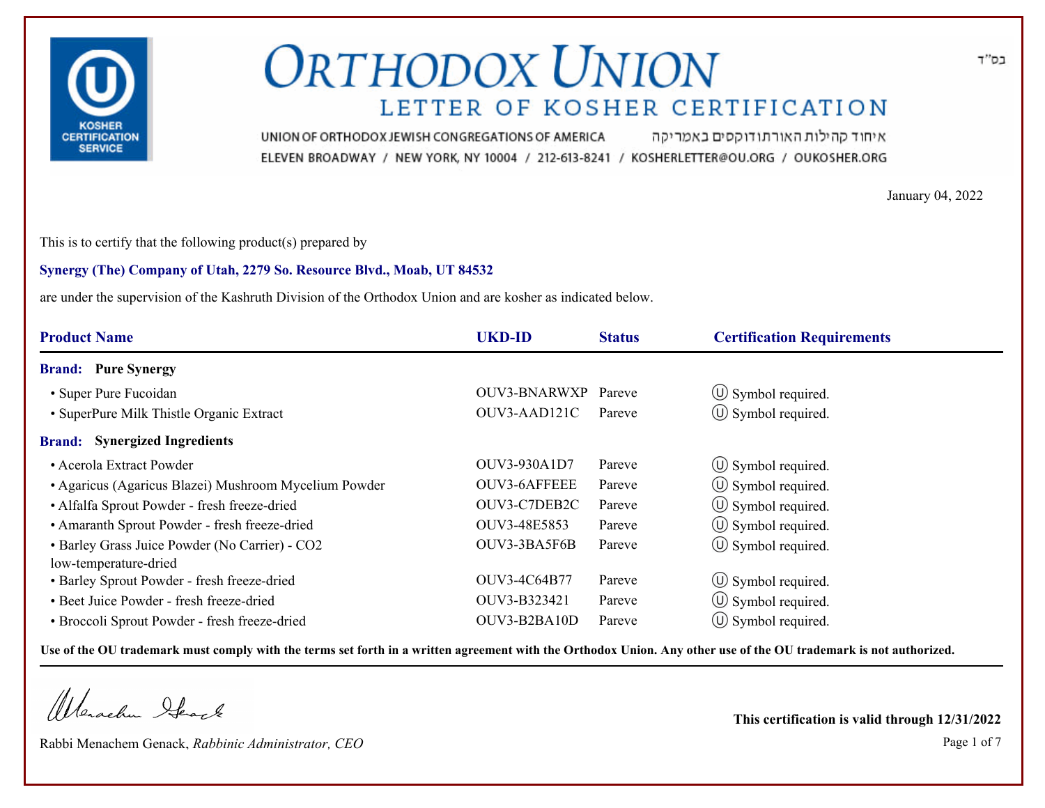בס"ד

# ORTHODOX UNION

## LETTER OF KOSHER CERTIFICATION

UNION OF ORTHODOX JEWISH CONGREGATIONS OF AMERICA איחוד קהילות האורתודוקסים באמריקה

ELEVEN BROADWAY / NEW YORK, NY 10004 / 212-613-8241 / KOSHERLETTER@OU.ORG / OUKOSHER.ORG

January 04, 2022

This is to certify that the following product(s) prepared by

**Synergy (The) Company of Utah, 2279 So. Resource Blvd., Moab, UT 84532**

are under the supervision of the Kashruth Division of the Orthodox Union and are kosher as indicated below.

| Product Name | UKD-ID | Status | Certification Requirements |
|---|---|---|---|
| **Brand: Pure Synergy** | | | |
| • Super Pure Fucoidan | OUV3-BNARWXP | Pareve | Ⓤ Symbol required. |
| • SuperPure Milk Thistle Organic Extract | OUV3-AAD121C | Pareve | Ⓤ Symbol required. |
| **Brand: Synergized Ingredients** | | | |
| • Acerola Extract Powder | OUV3-930A1D7 | Pareve | Ⓤ Symbol required. |
| • Agaricus (Agaricus Blazei) Mushroom Mycelium Powder | OUV3-6AFFEEE | Pareve | Ⓤ Symbol required. |
| • Alfalfa Sprout Powder - fresh freeze-dried | OUV3-C7DEB2C | Pareve | Ⓤ Symbol required. |
| • Amaranth Sprout Powder - fresh freeze-dried | OUV3-48E5853 | Pareve | Ⓤ Symbol required. |
| • Barley Grass Juice Powder (No Carrier) - CO2 low-temperature-dried | OUV3-3BA5F6B | Pareve | Ⓤ Symbol required. |
| • Barley Sprout Powder - fresh freeze-dried | OUV3-4C64B77 | Pareve | Ⓤ Symbol required. |
| • Beet Juice Powder - fresh freeze-dried | OUV3-B323421 | Pareve | Ⓤ Symbol required. |
| • Broccoli Sprout Powder - fresh freeze-dried | OUV3-B2BA10D | Pareve | Ⓤ Symbol required. |

**Use of the OU trademark must comply with the terms set forth in a written agreement with the Orthodox Union. Any other use of the OU trademark is not authorized.**

Rabbi Menachem Genack, *Rabbinic Administrator, CEO*

**This certification is valid through 12/31/2022**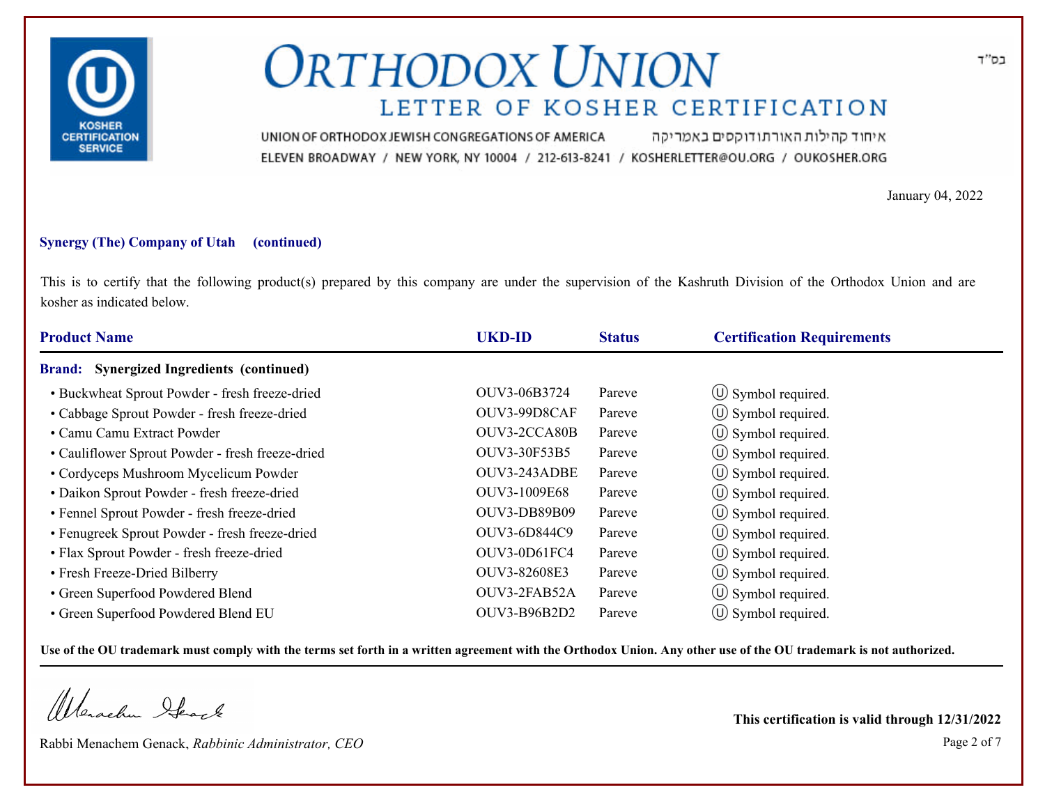# ORTHODOX UNION

## LETTER OF KOSHER CERTIFICATION

UNION OF ORTHODOX JEWISH CONGREGATIONS OF AMERICA איחוד קהילות האורתודוקסים באמריקה

ELEVEN BROADWAY / NEW YORK, NY 10004 / 212-613-8241 / KOSHERLETTER@OU.ORG / OUKOSHER.ORG

בס"ד

January 04, 2022

**Synergy (The) Company of Utah (continued)**

This is to certify that the following product(s) prepared by this company are under the supervision of the Kashruth Division of the Orthodox Union and are kosher as indicated below.

| Product Name | UKD-ID | Status | Certification Requirements |
|---|---|---|---|
| **Brand: Synergized Ingredients (continued)** | | | |
| • Buckwheat Sprout Powder - fresh freeze-dried | OUV3-06B3724 | Pareve | Ⓤ Symbol required. |
| • Cabbage Sprout Powder - fresh freeze-dried | OUV3-99D8CAF | Pareve | Ⓤ Symbol required. |
| • Camu Camu Extract Powder | OUV3-2CCA80B | Pareve | Ⓤ Symbol required. |
| • Cauliflower Sprout Powder - fresh freeze-dried | OUV3-30F53B5 | Pareve | Ⓤ Symbol required. |
| • Cordyceps Mushroom Mycelicum Powder | OUV3-243ADBE | Pareve | Ⓤ Symbol required. |
| • Daikon Sprout Powder - fresh freeze-dried | OUV3-1009E68 | Pareve | Ⓤ Symbol required. |
| • Fennel Sprout Powder - fresh freeze-dried | OUV3-DB89B09 | Pareve | Ⓤ Symbol required. |
| • Fenugreek Sprout Powder - fresh freeze-dried | OUV3-6D844C9 | Pareve | Ⓤ Symbol required. |
| • Flax Sprout Powder - fresh freeze-dried | OUV3-0D61FC4 | Pareve | Ⓤ Symbol required. |
| • Fresh Freeze-Dried Bilberry | OUV3-82608E3 | Pareve | Ⓤ Symbol required. |
| • Green Superfood Powdered Blend | OUV3-2FAB52A | Pareve | Ⓤ Symbol required. |
| • Green Superfood Powdered Blend EU | OUV3-B96B2D2 | Pareve | Ⓤ Symbol required. |

**Use of the OU trademark must comply with the terms set forth in a written agreement with the Orthodox Union. Any other use of the OU trademark is not authorized.**

Rabbi Menachem Genack, *Rabbinic Administrator, CEO*

**This certification is valid through 12/31/2022**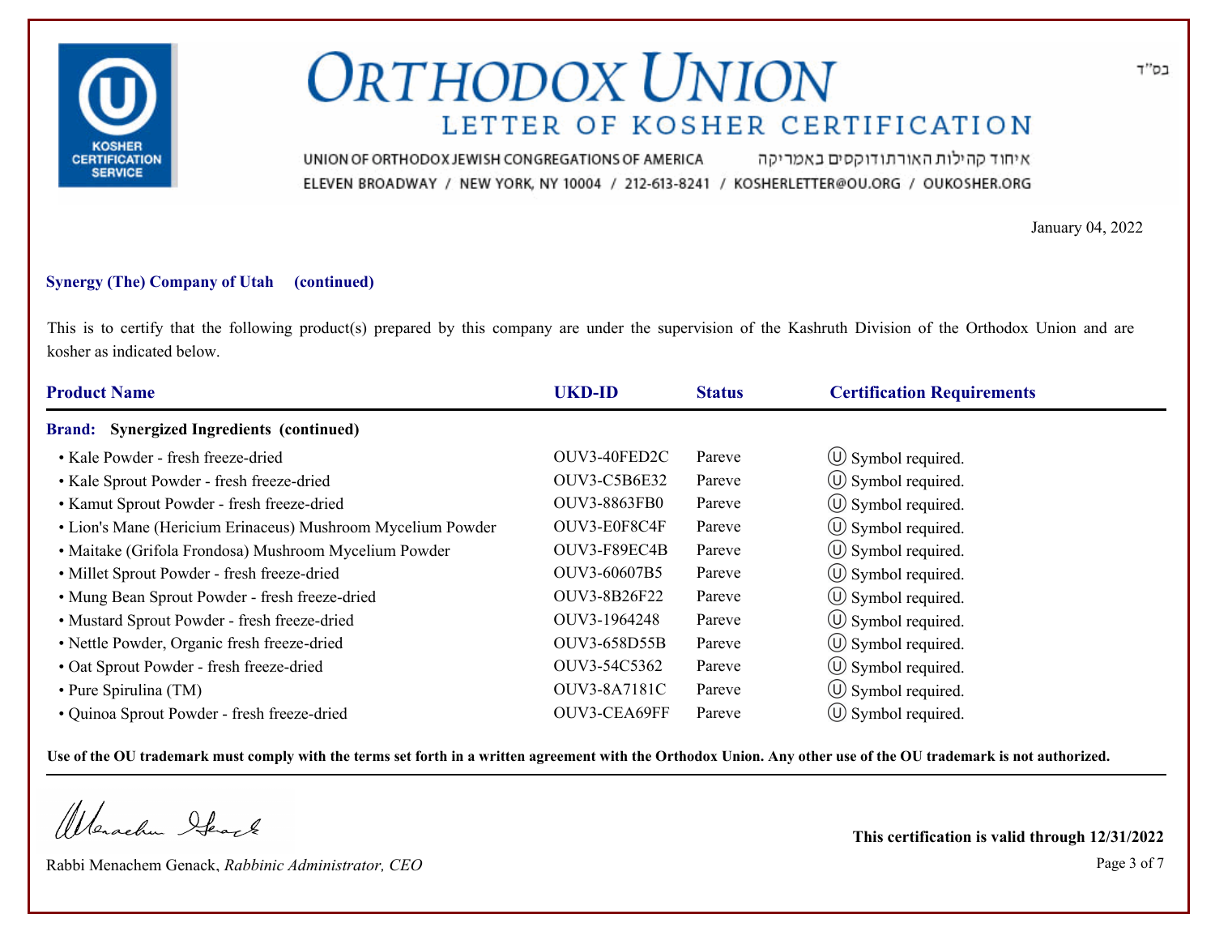# ORTHODOX UNION

## LETTER OF KOSHER CERTIFICATION

UNION OF ORTHODOX JEWISH CONGREGATIONS OF AMERICA איחוד קהילות האורתודוקסים באמריקה

ELEVEN BROADWAY / NEW YORK, NY 10004 / 212-613-8241 / KOSHERLETTER@OU.ORG / OUKOSHER.ORG

בס"ד

January 04, 2022

**Synergy (The) Company of Utah (continued)**

This is to certify that the following product(s) prepared by this company are under the supervision of the Kashruth Division of the Orthodox Union and are kosher as indicated below.

| Product Name | UKD-ID | Status | Certification Requirements |
|---|---|---|---|
| **Brand: Synergized Ingredients (continued)** | | | |
| • Kale Powder - fresh freeze-dried | OUV3-40FED2C | Pareve | Ⓤ Symbol required. |
| • Kale Sprout Powder - fresh freeze-dried | OUV3-C5B6E32 | Pareve | Ⓤ Symbol required. |
| • Kamut Sprout Powder - fresh freeze-dried | OUV3-8863FB0 | Pareve | Ⓤ Symbol required. |
| • Lion's Mane (Hericium Erinaceus) Mushroom Mycelium Powder | OUV3-E0F8C4F | Pareve | Ⓤ Symbol required. |
| • Maitake (Grifola Frondosa) Mushroom Mycelium Powder | OUV3-F89EC4B | Pareve | Ⓤ Symbol required. |
| • Millet Sprout Powder - fresh freeze-dried | OUV3-60607B5 | Pareve | Ⓤ Symbol required. |
| • Mung Bean Sprout Powder - fresh freeze-dried | OUV3-8B26F22 | Pareve | Ⓤ Symbol required. |
| • Mustard Sprout Powder - fresh freeze-dried | OUV3-1964248 | Pareve | Ⓤ Symbol required. |
| • Nettle Powder, Organic fresh freeze-dried | OUV3-658D55B | Pareve | Ⓤ Symbol required. |
| • Oat Sprout Powder - fresh freeze-dried | OUV3-54C5362 | Pareve | Ⓤ Symbol required. |
| • Pure Spirulina (TM) | OUV3-8A7181C | Pareve | Ⓤ Symbol required. |
| • Quinoa Sprout Powder - fresh freeze-dried | OUV3-CEA69FF | Pareve | Ⓤ Symbol required. |

**Use of the OU trademark must comply with the terms set forth in a written agreement with the Orthodox Union. Any other use of the OU trademark is not authorized.**

Rabbi Menachem Genack, *Rabbinic Administrator, CEO*

**This certification is valid through 12/31/2022**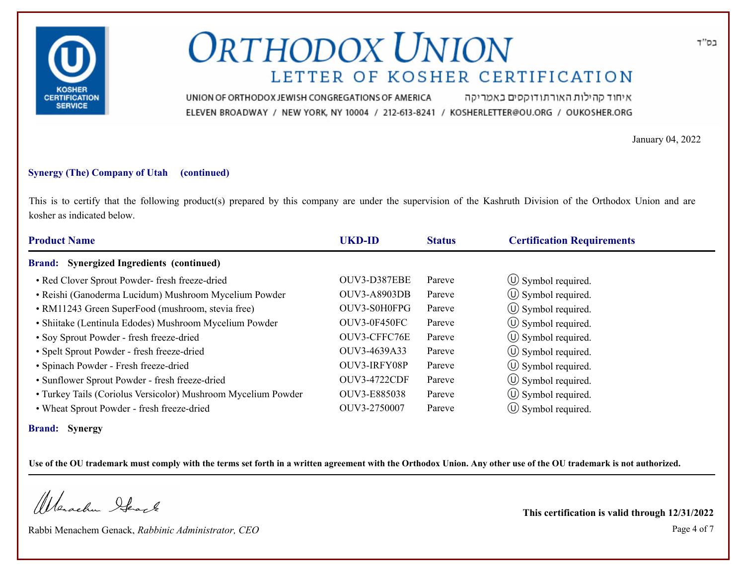# ORTHODOX UNION

## LETTER OF KOSHER CERTIFICATION

UNION OF ORTHODOX JEWISH CONGREGATIONS OF AMERICA איחוד קהילות האורתודוקסים באמריקה

ELEVEN BROADWAY / NEW YORK, NY 10004 / 212-613-8241 / KOSHERLETTER@OU.ORG / OUKOSHER.ORG

בס"ד

January 04, 2022

**Synergy (The) Company of Utah (continued)**

This is to certify that the following product(s) prepared by this company are under the supervision of the Kashruth Division of the Orthodox Union and are kosher as indicated below.

| Product Name | UKD-ID | Status | Certification Requirements |
|---|---|---|---|
| **Brand: Synergized Ingredients (continued)** | | | |
| • Red Clover Sprout Powder- fresh freeze-dried | OUV3-D387EBE | Pareve | Ⓤ Symbol required. |
| • Reishi (Ganoderma Lucidum) Mushroom Mycelium Powder | OUV3-A8903DB | Pareve | Ⓤ Symbol required. |
| • RM11243 Green SuperFood (mushroom, stevia free) | OUV3-S0H0FPG | Pareve | Ⓤ Symbol required. |
| • Shiitake (Lentinula Edodes) Mushroom Mycelium Powder | OUV3-0F450FC | Pareve | Ⓤ Symbol required. |
| • Soy Sprout Powder - fresh freeze-dried | OUV3-CFFC76E | Pareve | Ⓤ Symbol required. |
| • Spelt Sprout Powder - fresh freeze-dried | OUV3-4639A33 | Pareve | Ⓤ Symbol required. |
| • Spinach Powder - Fresh freeze-dried | OUV3-IRFY08P | Pareve | Ⓤ Symbol required. |
| • Sunflower Sprout Powder - fresh freeze-dried | OUV3-4722CDF | Pareve | Ⓤ Symbol required. |
| • Turkey Tails (Coriolus Versicolor) Mushroom Mycelium Powder | OUV3-E885038 | Pareve | Ⓤ Symbol required. |
| • Wheat Sprout Powder - fresh freeze-dried | OUV3-2750007 | Pareve | Ⓤ Symbol required. |
| **Brand: Synergy** | | | |

**Use of the OU trademark must comply with the terms set forth in a written agreement with the Orthodox Union. Any other use of the OU trademark is not authorized.**

Rabbi Menachem Genack, *Rabbinic Administrator, CEO*

**This certification is valid through 12/31/2022**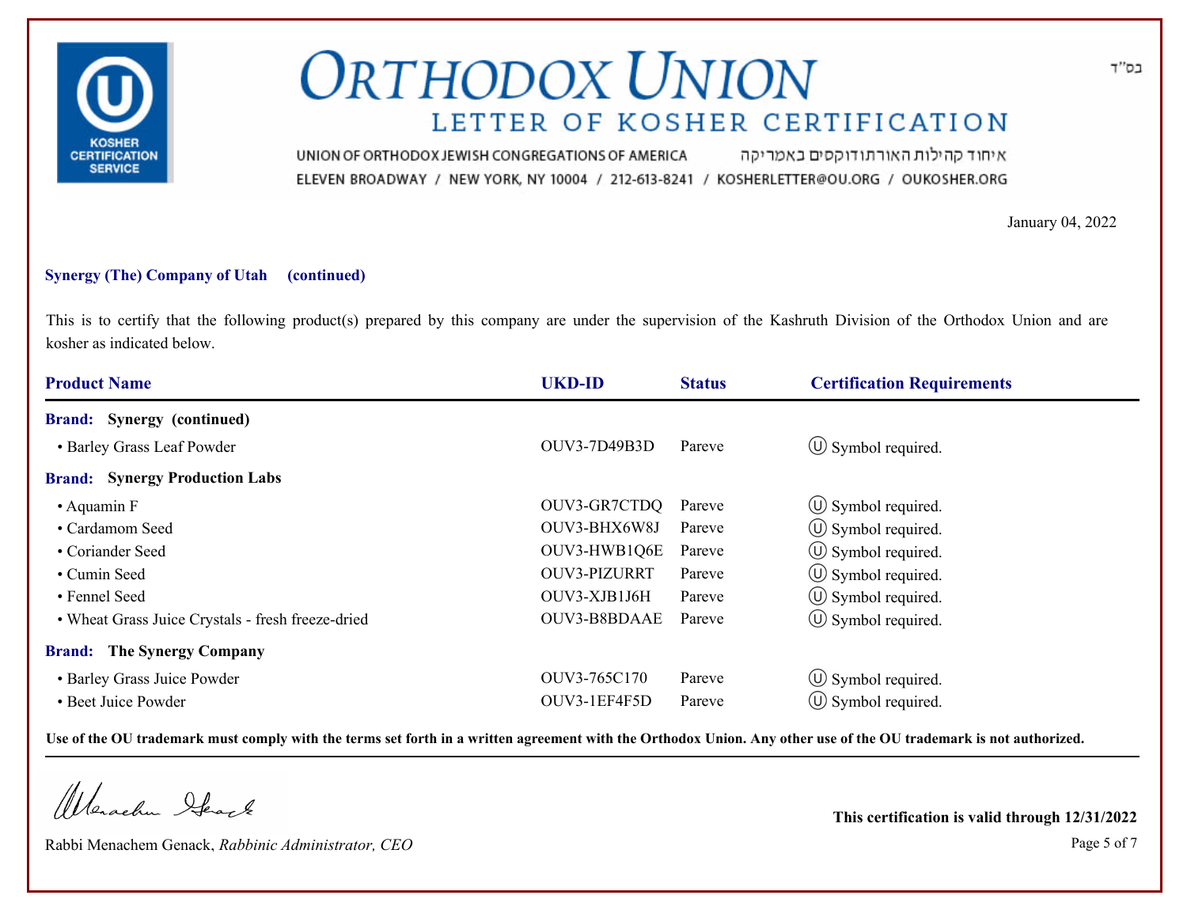# ORTHODOX UNION

## LETTER OF KOSHER CERTIFICATION

UNION OF ORTHODOX JEWISH CONGREGATIONS OF AMERICA איחוד קהילות האורתודוקסים באמריקה

ELEVEN BROADWAY / NEW YORK, NY 10004 / 212-613-8241 / KOSHERLETTER@OU.ORG / OUKOSHER.ORG

בס"ד

January 04, 2022

**Synergy (The) Company of Utah (continued)**

This is to certify that the following product(s) prepared by this company are under the supervision of the Kashruth Division of the Orthodox Union and are kosher as indicated below.

| Product Name | UKD-ID | Status | Certification Requirements |
|---|---|---|---|
| **Brand: Synergy (continued)** | | | |
| • Barley Grass Leaf Powder | OUV3-7D49B3D | Pareve | Ⓤ Symbol required. |
| **Brand: Synergy Production Labs** | | | |
| • Aquamin F | OUV3-GR7CTDQ | Pareve | Ⓤ Symbol required. |
| • Cardamom Seed | OUV3-BHX6W8J | Pareve | Ⓤ Symbol required. |
| • Coriander Seed | OUV3-HWB1Q6E | Pareve | Ⓤ Symbol required. |
| • Cumin Seed | OUV3-PIZURRT | Pareve | Ⓤ Symbol required. |
| • Fennel Seed | OUV3-XJB1J6H | Pareve | Ⓤ Symbol required. |
| • Wheat Grass Juice Crystals - fresh freeze-dried | OUV3-B8BDAAE | Pareve | Ⓤ Symbol required. |
| **Brand: The Synergy Company** | | | |
| • Barley Grass Juice Powder | OUV3-765C170 | Pareve | Ⓤ Symbol required. |
| • Beet Juice Powder | OUV3-1EF4F5D | Pareve | Ⓤ Symbol required. |

**Use of the OU trademark must comply with the terms set forth in a written agreement with the Orthodox Union. Any other use of the OU trademark is not authorized.**

Rabbi Menachem Genack, *Rabbinic Administrator, CEO*

**This certification is valid through 12/31/2022**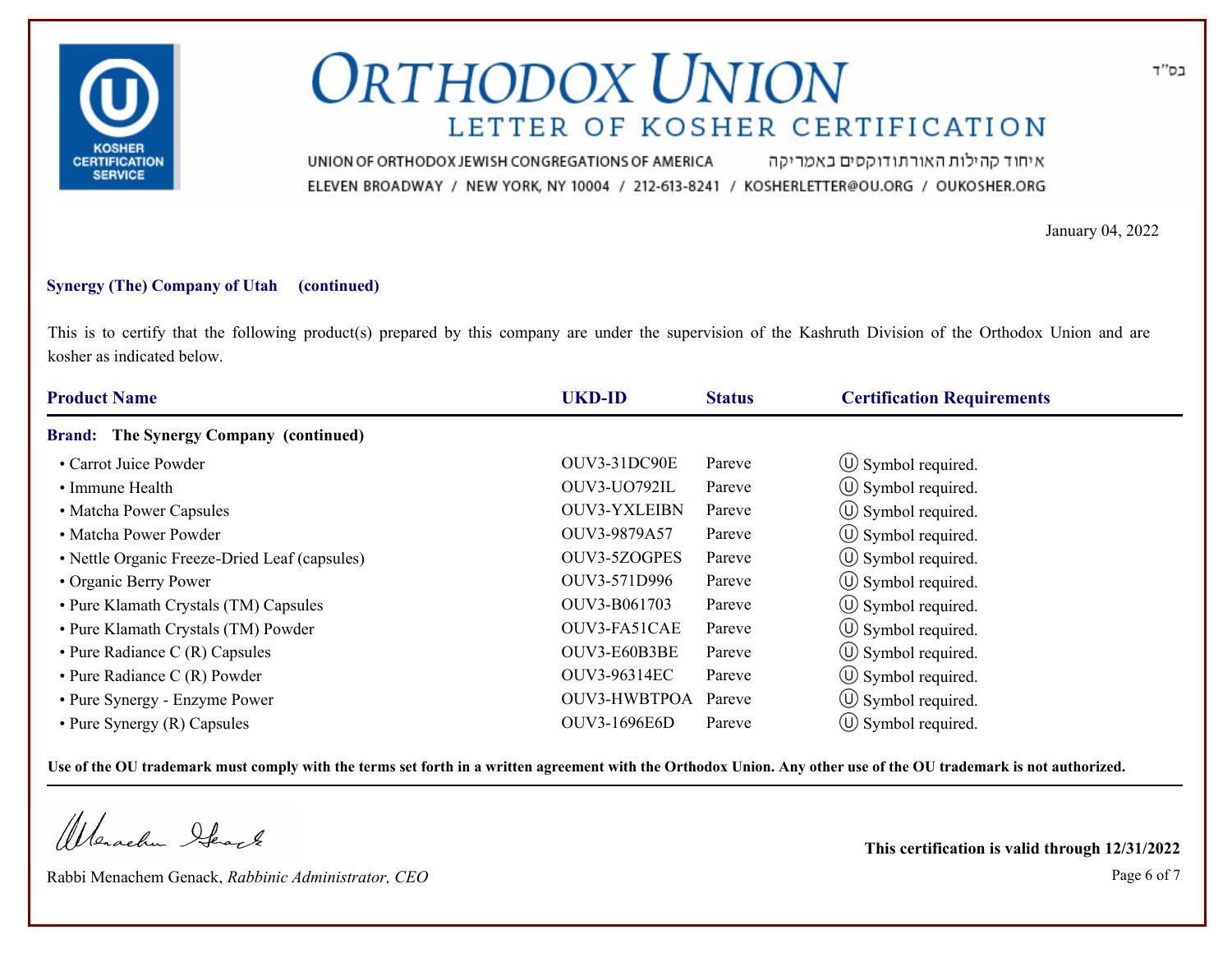# ORTHODOX UNION

## LETTER OF KOSHER CERTIFICATION

KOSHER CERTIFICATION SERVICE

בס"ד

UNION OF ORTHODOX JEWISH CONGREGATIONS OF AMERICA איחוד קהילות האורתודוקסים באמריקה

ELEVEN BROADWAY / NEW YORK, NY 10004 / 212-613-8241 / KOSHERLETTER@OU.ORG / OUKOSHER.ORG

January 04, 2022

**Synergy (The) Company of Utah (continued)**

This is to certify that the following product(s) prepared by this company are under the supervision of the Kashruth Division of the Orthodox Union and are kosher as indicated below.

| Product Name | UKD-ID | Status | Certification Requirements |
|---|---|---|---|
| **Brand: The Synergy Company (continued)** | | | |
| • Carrot Juice Powder | OUV3-31DC90E | Pareve | Ⓤ Symbol required. |
| • Immune Health | OUV3-UO792IL | Pareve | Ⓤ Symbol required. |
| • Matcha Power Capsules | OUV3-YXLEIBN | Pareve | Ⓤ Symbol required. |
| • Matcha Power Powder | OUV3-9879A57 | Pareve | Ⓤ Symbol required. |
| • Nettle Organic Freeze-Dried Leaf (capsules) | OUV3-5ZOGPES | Pareve | Ⓤ Symbol required. |
| • Organic Berry Power | OUV3-571D996 | Pareve | Ⓤ Symbol required. |
| • Pure Klamath Crystals (TM) Capsules | OUV3-B061703 | Pareve | Ⓤ Symbol required. |
| • Pure Klamath Crystals (TM) Powder | OUV3-FA51CAE | Pareve | Ⓤ Symbol required. |
| • Pure Radiance C (R) Capsules | OUV3-E60B3BE | Pareve | Ⓤ Symbol required. |
| • Pure Radiance C (R) Powder | OUV3-96314EC | Pareve | Ⓤ Symbol required. |
| • Pure Synergy - Enzyme Power | OUV3-HWBTPOA | Pareve | Ⓤ Symbol required. |
| • Pure Synergy (R) Capsules | OUV3-1696E6D | Pareve | Ⓤ Symbol required. |

**Use of the OU trademark must comply with the terms set forth in a written agreement with the Orthodox Union. Any other use of the OU trademark is not authorized.**

Rabbi Menachem Genack, *Rabbinic Administrator, CEO*

**This certification is valid through 12/31/2022**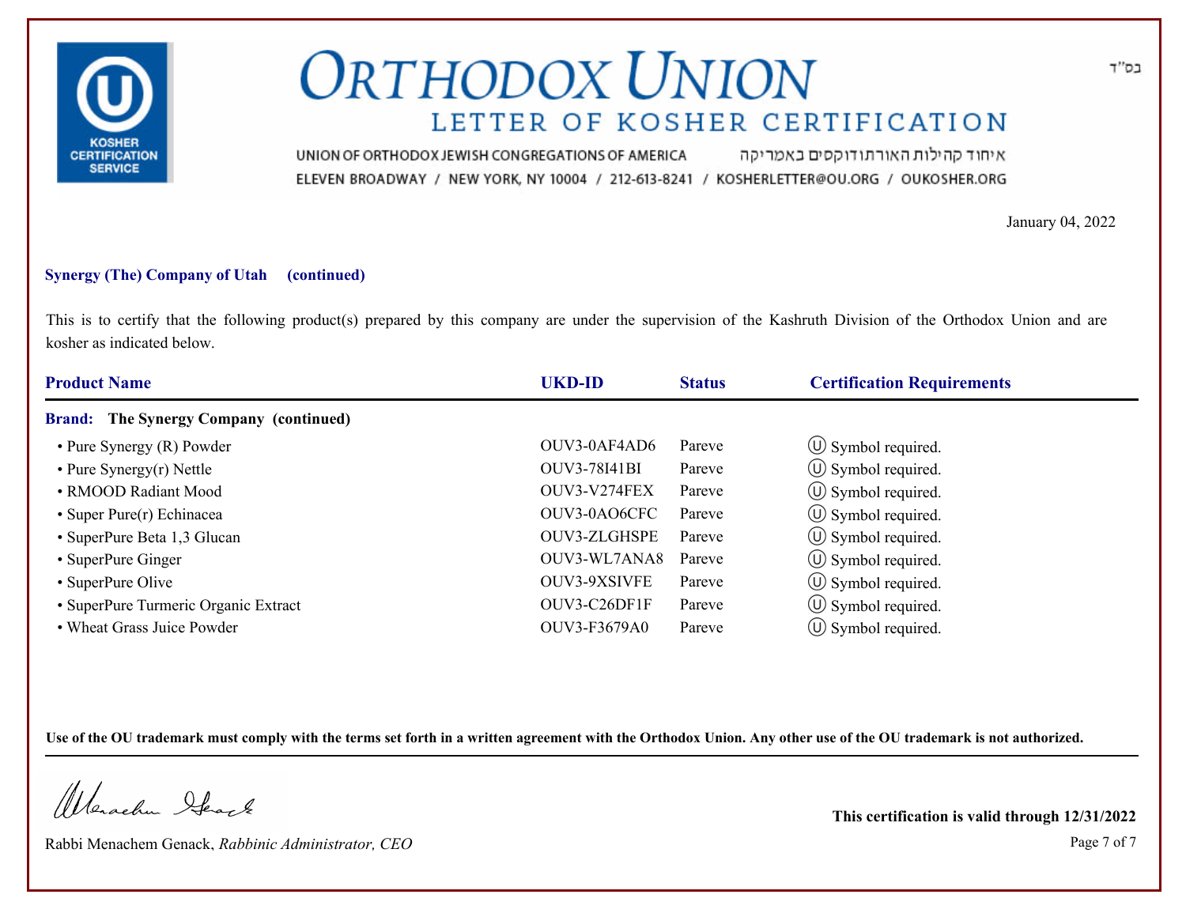# ORTHODOX UNION

## LETTER OF KOSHER CERTIFICATION

בס"ד

UNION OF ORTHODOX JEWISH CONGREGATIONS OF AMERICA איחוד קהילות האורתודוקסים באמריקה

ELEVEN BROADWAY / NEW YORK, NY 10004 / 212-613-8241 / KOSHERLETTER@OU.ORG / OUKOSHER.ORG

January 04, 2022

**Synergy (The) Company of Utah (continued)**

This is to certify that the following product(s) prepared by this company are under the supervision of the Kashruth Division of the Orthodox Union and are kosher as indicated below.

| Product Name | UKD-ID | Status | Certification Requirements |
|---|---|---|---|
| **Brand: The Synergy Company (continued)** | | | |
| • Pure Synergy (R) Powder | OUV3-0AF4AD6 | Pareve | Ⓤ Symbol required. |
| • Pure Synergy(r) Nettle | OUV3-78I41BI | Pareve | Ⓤ Symbol required. |
| • RMOOD Radiant Mood | OUV3-V274FEX | Pareve | Ⓤ Symbol required. |
| • Super Pure(r) Echinacea | OUV3-0AO6CFC | Pareve | Ⓤ Symbol required. |
| • SuperPure Beta 1,3 Glucan | OUV3-ZLGHSPE | Pareve | Ⓤ Symbol required. |
| • SuperPure Ginger | OUV3-WL7ANA8 | Pareve | Ⓤ Symbol required. |
| • SuperPure Olive | OUV3-9XSIVFE | Pareve | Ⓤ Symbol required. |
| • SuperPure Turmeric Organic Extract | OUV3-C26DF1F | Pareve | Ⓤ Symbol required. |
| • Wheat Grass Juice Powder | OUV3-F3679A0 | Pareve | Ⓤ Symbol required. |

**Use of the OU trademark must comply with the terms set forth in a written agreement with the Orthodox Union. Any other use of the OU trademark is not authorized.**

Rabbi Menachem Genack, *Rabbinic Administrator, CEO*

**This certification is valid through 12/31/2022**